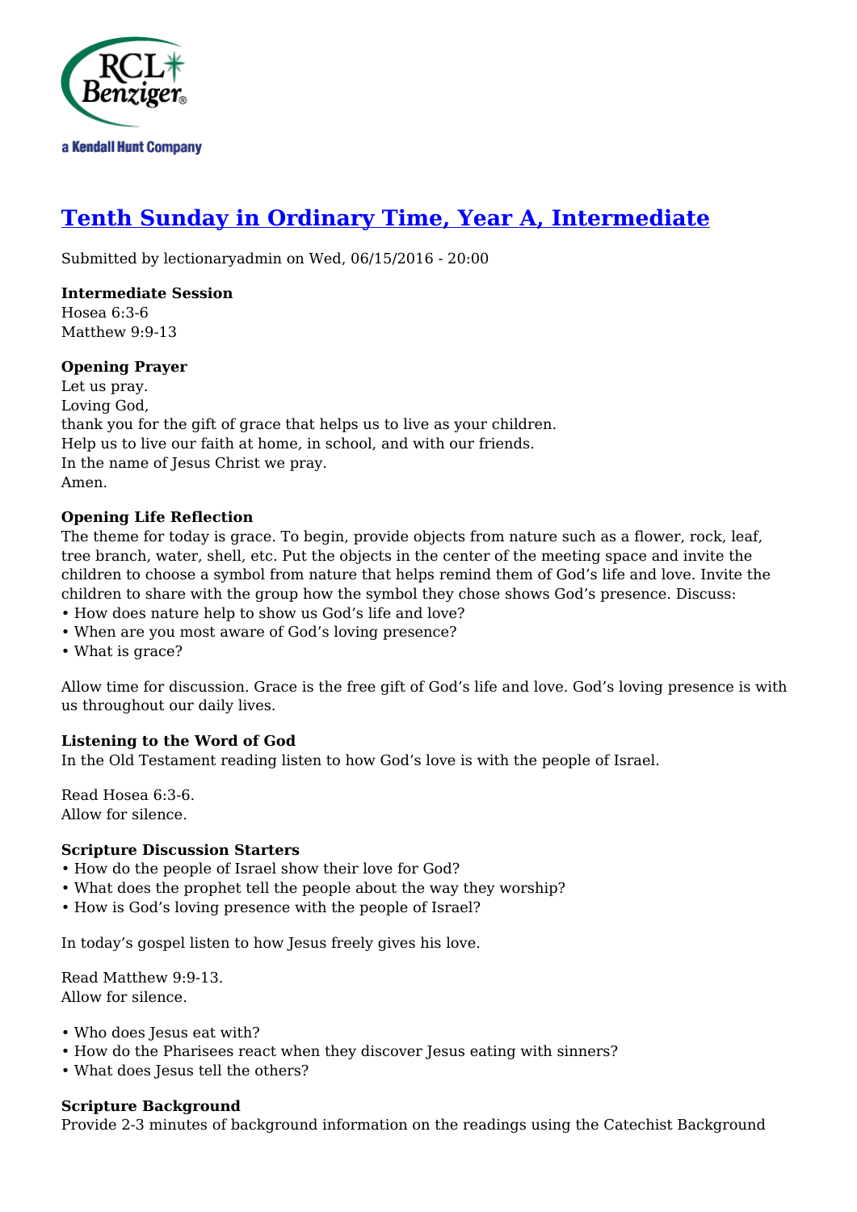# Tenth Sunday in Ordinary Time, Year A, Intermediate

Submitted by lectionaryadmin on Wed, 06/15/2016 - 20:00

**Intermediate Session**
Hosea 6:3-6
Matthew 9:9-13

**Opening Prayer**
Let us pray.
Loving God,
thank you for the gift of grace that helps us to live as your children.
Help us to live our faith at home, in school, and with our friends.
In the name of Jesus Christ we pray.
Amen.

**Opening Life Reflection**
The theme for today is grace. To begin, provide objects from nature such as a flower, rock, leaf, tree branch, water, shell, etc. Put the objects in the center of the meeting space and invite the children to choose a symbol from nature that helps remind them of God's life and love. Invite the children to share with the group how the symbol they chose shows God's presence. Discuss:
• How does nature help to show us God's life and love?
• When are you most aware of God's loving presence?
• What is grace?

Allow time for discussion. Grace is the free gift of God's life and love. God's loving presence is with us throughout our daily lives.

**Listening to the Word of God**
In the Old Testament reading listen to how God's love is with the people of Israel.

Read Hosea 6:3-6.
Allow for silence.

**Scripture Discussion Starters**
• How do the people of Israel show their love for God?
• What does the prophet tell the people about the way they worship?
• How is God's loving presence with the people of Israel?

In today's gospel listen to how Jesus freely gives his love.

Read Matthew 9:9-13.
Allow for silence.

• Who does Jesus eat with?
• How do the Pharisees react when they discover Jesus eating with sinners?
• What does Jesus tell the others?

**Scripture Background**
Provide 2-3 minutes of background information on the readings using the Catechist Background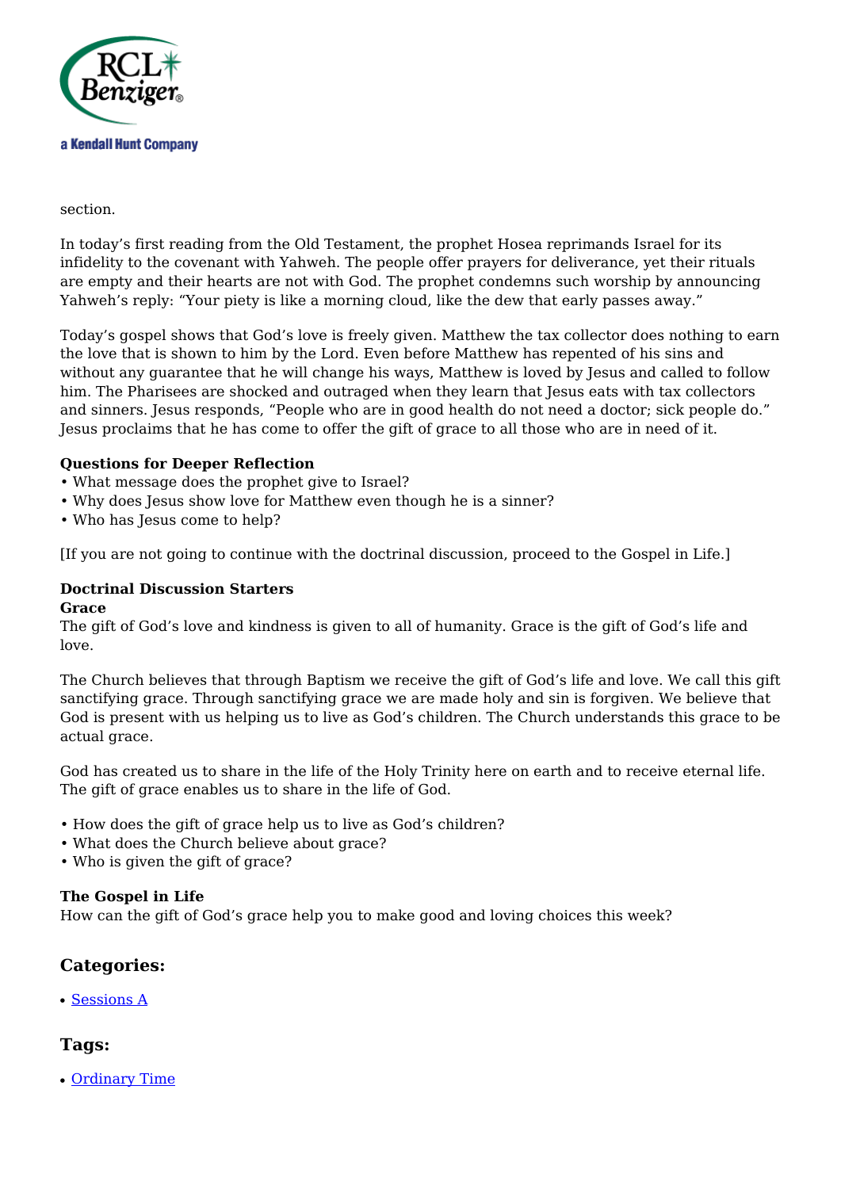section.

In today's first reading from the Old Testament, the prophet Hosea reprimands Israel for its infidelity to the covenant with Yahweh. The people offer prayers for deliverance, yet their rituals are empty and their hearts are not with God. The prophet condemns such worship by announcing Yahweh's reply: "Your piety is like a morning cloud, like the dew that early passes away."

Today's gospel shows that God's love is freely given. Matthew the tax collector does nothing to earn the love that is shown to him by the Lord. Even before Matthew has repented of his sins and without any guarantee that he will change his ways, Matthew is loved by Jesus and called to follow him. The Pharisees are shocked and outraged when they learn that Jesus eats with tax collectors and sinners. Jesus responds, "People who are in good health do not need a doctor; sick people do." Jesus proclaims that he has come to offer the gift of grace to all those who are in need of it.

**Questions for Deeper Reflection**

- What message does the prophet give to Israel?
- Why does Jesus show love for Matthew even though he is a sinner?
- Who has Jesus come to help?

[If you are not going to continue with the doctrinal discussion, proceed to the Gospel in Life.]

**Doctrinal Discussion Starters**

**Grace**

The gift of God's love and kindness is given to all of humanity. Grace is the gift of God's life and love.

The Church believes that through Baptism we receive the gift of God's life and love. We call this gift sanctifying grace. Through sanctifying grace we are made holy and sin is forgiven. We believe that God is present with us helping us to live as God's children. The Church understands this grace to be actual grace.

God has created us to share in the life of the Holy Trinity here on earth and to receive eternal life. The gift of grace enables us to share in the life of God.

- How does the gift of grace help us to live as God's children?
- What does the Church believe about grace?
- Who is given the gift of grace?

**The Gospel in Life**

How can the gift of God's grace help you to make good and loving choices this week?

## Categories:

- Sessions A

## Tags:

- Ordinary Time